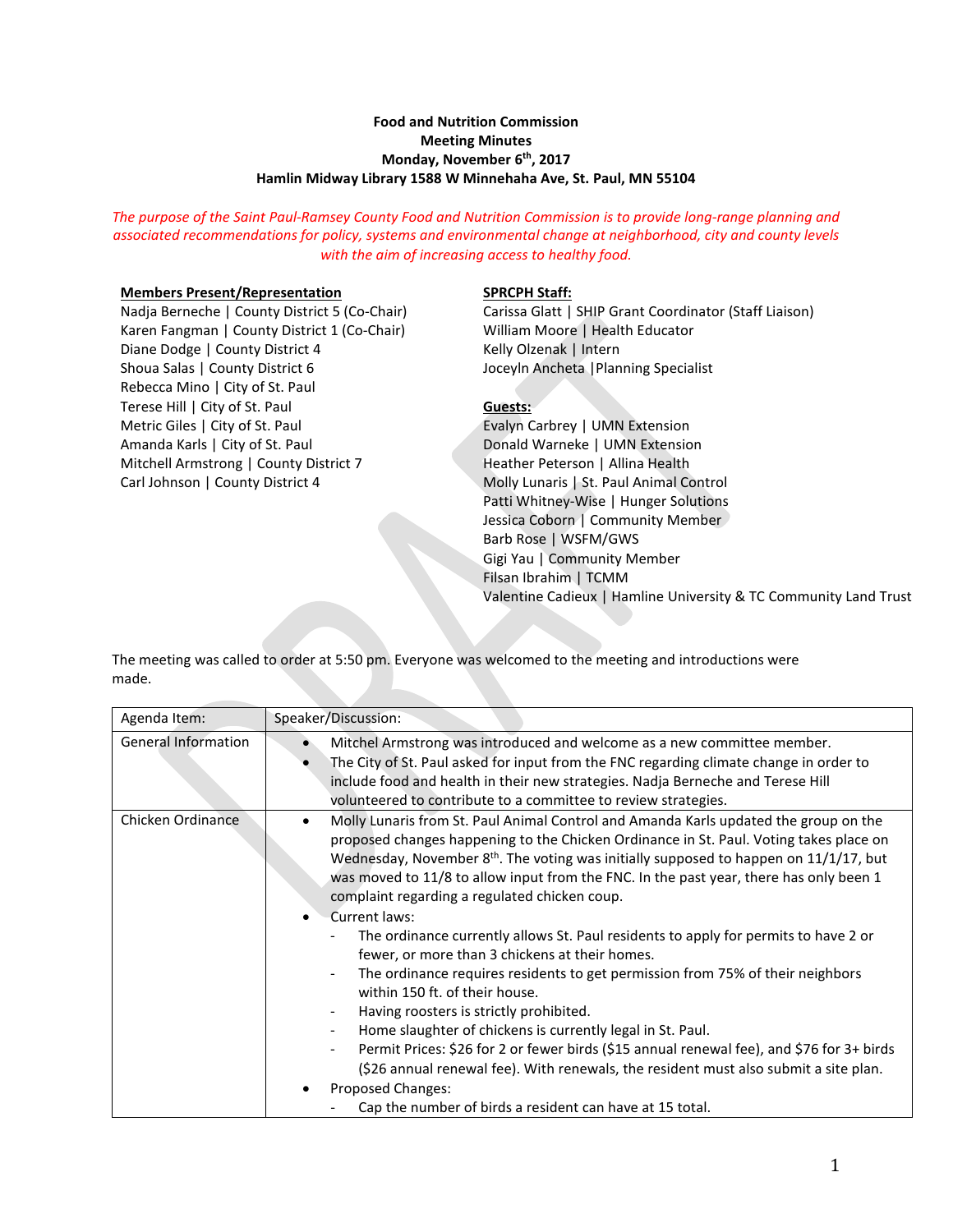**Food and Nutrition Commission**
**Meeting Minutes**
**Monday, November 6th, 2017**
**Hamlin Midway Library 1588 W Minnehaha Ave, St. Paul, MN 55104**

*The purpose of the Saint Paul-Ramsey County Food and Nutrition Commission is to provide long-range planning and associated recommendations for policy, systems and environmental change at neighborhood, city and county levels with the aim of increasing access to healthy food.*

**Members Present/Representation**

Nadja Berneche | County District 5 (Co-Chair)
Karen Fangman | County District 1 (Co-Chair)
Diane Dodge | County District 4
Shoua Salas | County District 6
Rebecca Mino | City of St. Paul
Terese Hill | City of St. Paul
Metric Giles | City of St. Paul
Amanda Karls | City of St. Paul
Mitchell Armstrong | County District 7
Carl Johnson | County District 4

**SPRCPH Staff:**

Carissa Glatt | SHIP Grant Coordinator (Staff Liaison)
William Moore | Health Educator
Kelly Olzenak | Intern
Joceyln Ancheta | Planning Specialist

**Guests:**

Evalyn Carbrey | UMN Extension
Donald Warneke | UMN Extension
Heather Peterson | Allina Health
Molly Lunaris | St. Paul Animal Control
Patti Whitney-Wise | Hunger Solutions
Jessica Coborn | Community Member
Barb Rose | WSFM/GWS
Gigi Yau | Community Member
Filsan Ibrahim | TCMM
Valentine Cadieux | Hamline University & TC Community Land Trust

The meeting was called to order at 5:50 pm. Everyone was welcomed to the meeting and introductions were made.

| Agenda Item: | Speaker/Discussion: |
|---|---|
| General Information | • Mitchel Armstrong was introduced and welcome as a new committee member.<br>• The City of St. Paul asked for input from the FNC regarding climate change in order to include food and health in their new strategies. Nadja Berneche and Terese Hill volunteered to contribute to a committee to review strategies. |
| Chicken Ordinance | • Molly Lunaris from St. Paul Animal Control and Amanda Karls updated the group on the proposed changes happening to the Chicken Ordinance in St. Paul. Voting takes place on Wednesday, November 8th. The voting was initially supposed to happen on 11/1/17, but was moved to 11/8 to allow input from the FNC. In the past year, there has only been 1 complaint regarding a regulated chicken coup.<br>• Current laws:<br>- The ordinance currently allows St. Paul residents to apply for permits to have 2 or fewer, or more than 3 chickens at their homes.<br>- The ordinance requires residents to get permission from 75% of their neighbors within 150 ft. of their house.<br>- Having roosters is strictly prohibited.<br>- Home slaughter of chickens is currently legal in St. Paul.<br>- Permit Prices: $26 for 2 or fewer birds ($15 annual renewal fee), and $76 for 3+ birds ($26 annual renewal fee). With renewals, the resident must also submit a site plan.<br>• Proposed Changes:<br>- Cap the number of birds a resident can have at 15 total. |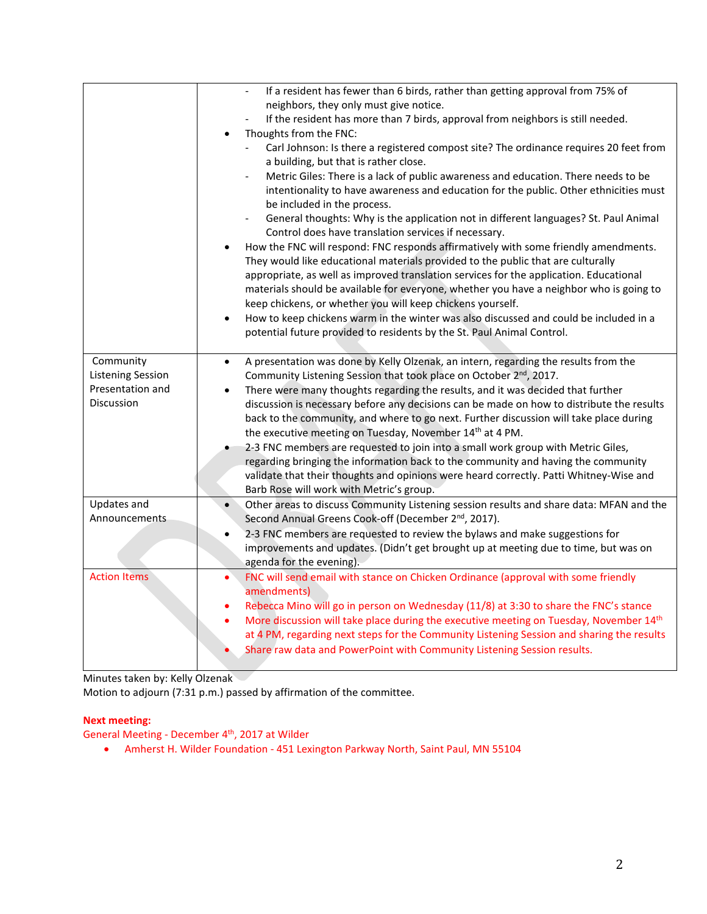| | |
|---|---|
| | - If a resident has fewer than 6 birds, rather than getting approval from 75% of neighbors, they only must give notice.<br>- If the resident has more than 7 birds, approval from neighbors is still needed.<br>• Thoughts from the FNC:<br>- Carl Johnson: Is there a registered compost site? The ordinance requires 20 feet from a building, but that is rather close.<br>- Metric Giles: There is a lack of public awareness and education. There needs to be intentionality to have awareness and education for the public. Other ethnicities must be included in the process.<br>- General thoughts: Why is the application not in different languages? St. Paul Animal Control does have translation services if necessary.<br>• How the FNC will respond: FNC responds affirmatively with some friendly amendments. They would like educational materials provided to the public that are culturally appropriate, as well as improved translation services for the application. Educational materials should be available for everyone, whether you have a neighbor who is going to keep chickens, or whether you will keep chickens yourself.<br>• How to keep chickens warm in the winter was also discussed and could be included in a potential future provided to residents by the St. Paul Animal Control. |
| Community Listening Session Presentation and Discussion | • A presentation was done by Kelly Olzenak, an intern, regarding the results from the Community Listening Session that took place on October 2nd, 2017.<br>• There were many thoughts regarding the results, and it was decided that further discussion is necessary before any decisions can be made on how to distribute the results back to the community, and where to go next. Further discussion will take place during the executive meeting on Tuesday, November 14th at 4 PM.<br>• 2-3 FNC members are requested to join into a small work group with Metric Giles, regarding bringing the information back to the community and having the community validate that their thoughts and opinions were heard correctly. Patti Whitney-Wise and Barb Rose will work with Metric's group. |
| Updates and Announcements | • Other areas to discuss Community Listening session results and share data: MFAN and the Second Annual Greens Cook-off (December 2nd, 2017).<br>• 2-3 FNC members are requested to review the bylaws and make suggestions for improvements and updates. (Didn't get brought up at meeting due to time, but was on agenda for the evening). |
| Action Items | • FNC will send email with stance on Chicken Ordinance (approval with some friendly amendments)<br>• Rebecca Mino will go in person on Wednesday (11/8) at 3:30 to share the FNC's stance<br>• More discussion will take place during the executive meeting on Tuesday, November 14th at 4 PM, regarding next steps for the Community Listening Session and sharing the results<br>• Share raw data and PowerPoint with Community Listening Session results. |

Minutes taken by: Kelly Olzenak
Motion to adjourn (7:31 p.m.) passed by affirmation of the committee.

**Next meeting:**
General Meeting - December 4th, 2017 at Wilder

- Amherst H. Wilder Foundation - 451 Lexington Parkway North, Saint Paul, MN 55104